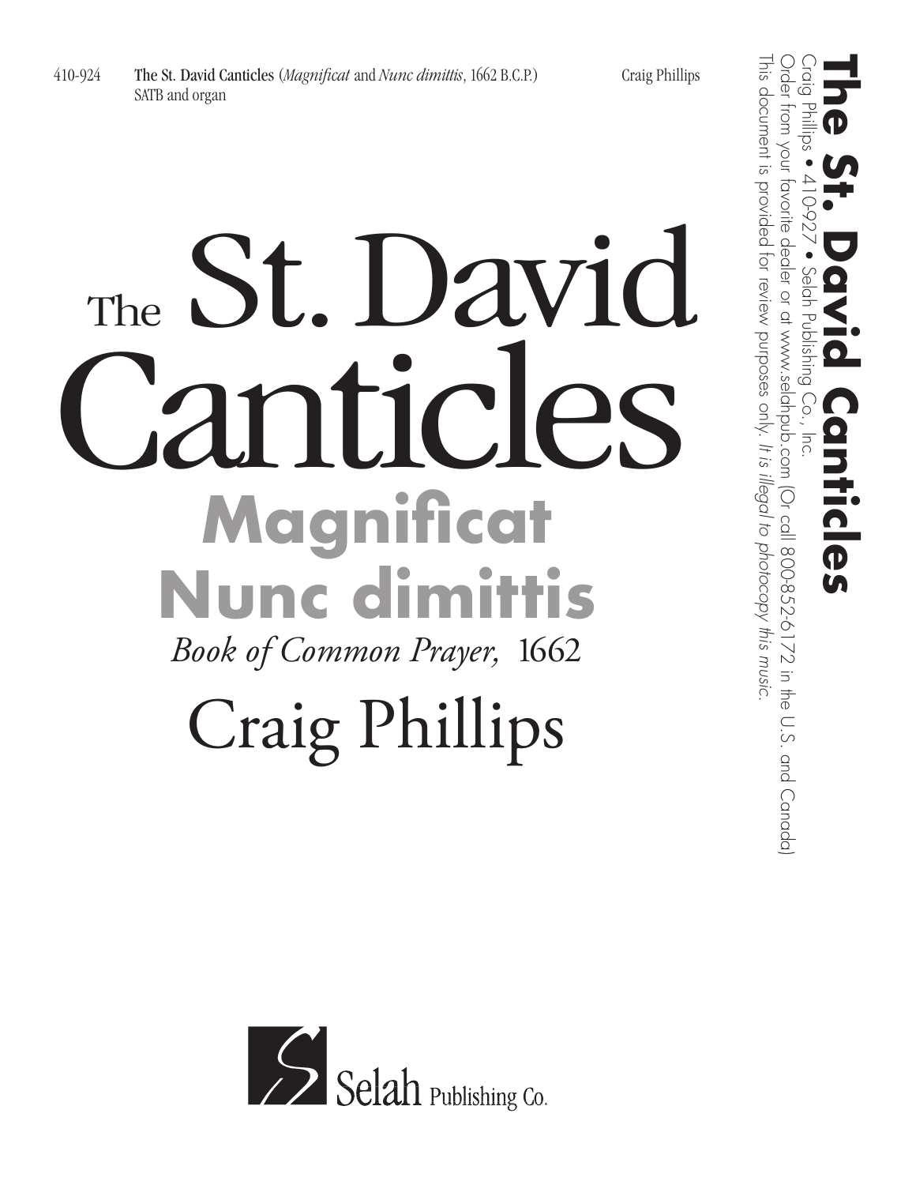410-924 **The St. David Canticles** (*Magnificat* and *Nunc dimittis*, 1662 B.C.P.) Craig Phillips
SATB and organ

# The St. David Canticles

## Magnificat
## Nunc dimittis

*Book of Common Prayer,* 1662

Craig Phillips

Selah Publishing Co.

**The St. David Canticles**

Craig Phillips • 410-927 • Selah Publishing Co., Inc.

Order from your favorite dealer or at www.selahpub.com (Or call 800-852-6172 in the U.S. and Canada)

This document is provided for review purposes only. *It is illegal to photocopy this music.*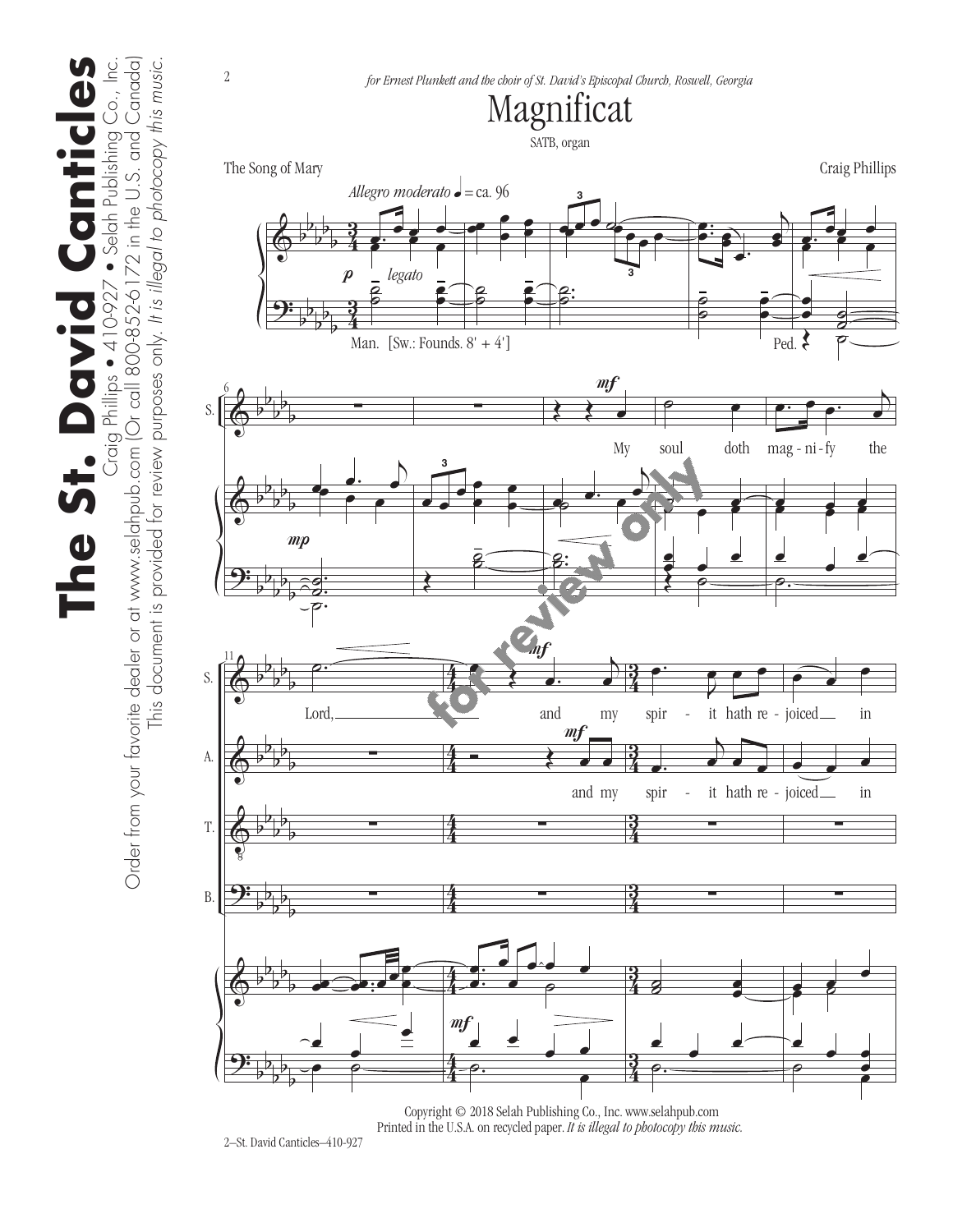*for Ernest Plunkett and the choir of St. David's Episcopal Church, Roswell, Georgia*

# Magnificat

SATB, organ

The Song of Mary

Craig Phillips

*Allegro moderato* ♩ = ca. 96

Man. [Sw.: Founds. 8' + 4']

Ped.

My soul doth mag - ni - fy the Lord,

and my spir - it hath re - joiced in

Copyright © 2018 Selah Publishing Co., Inc. www.selahpub.com
Printed in the U.S.A. on recycled paper. *It is illegal to photocopy this music.*

2–St. David Canticles–410-927

**The St. David Canticles**
Craig Phillips • 410-927 • Selah Publishing Co., Inc.
Order from your favorite dealer or at www.selahpub.com (Or call 800-852-6172 in the U.S. and Canada)
This document is provided for review purposes only. *It is illegal to photocopy this music.*

for review only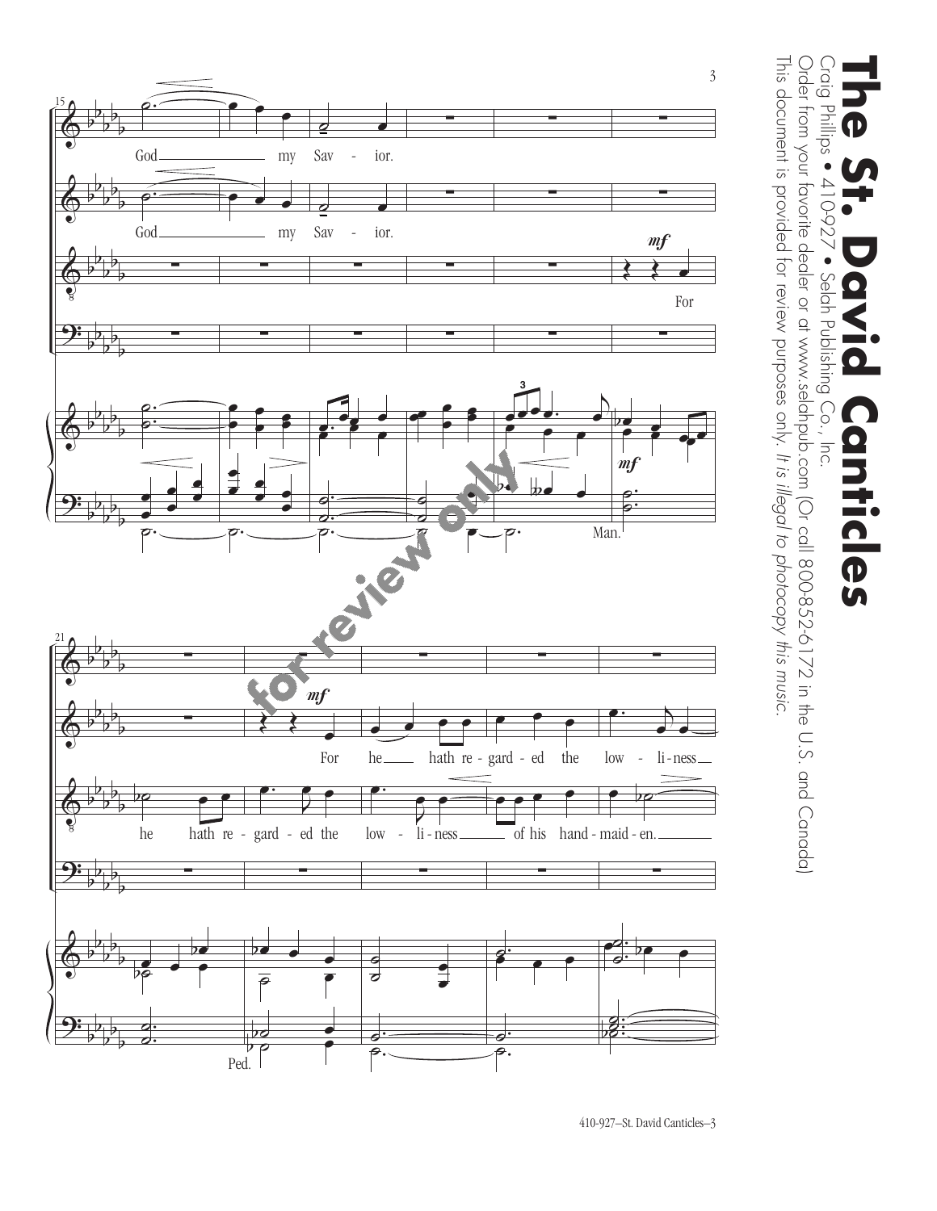# The St. David Canticles

Craig Phillips • 410-927 • Selah Publishing Co., Inc.

Order from your favorite dealer or at www.selahpub.com (Or call 800-852-6172 in the U.S. and Canada)

This document is provided for review purposes only. *It is illegal to photocopy this music.*

15

God my Sav - ior.

God my Sav - ior.

*mf*

For

Man.

21

*mf*

For he hath re - gard - ed the low - li - ness

he hath re - gard - ed the low - li - ness of his hand - maid - en.

Ped.

for review only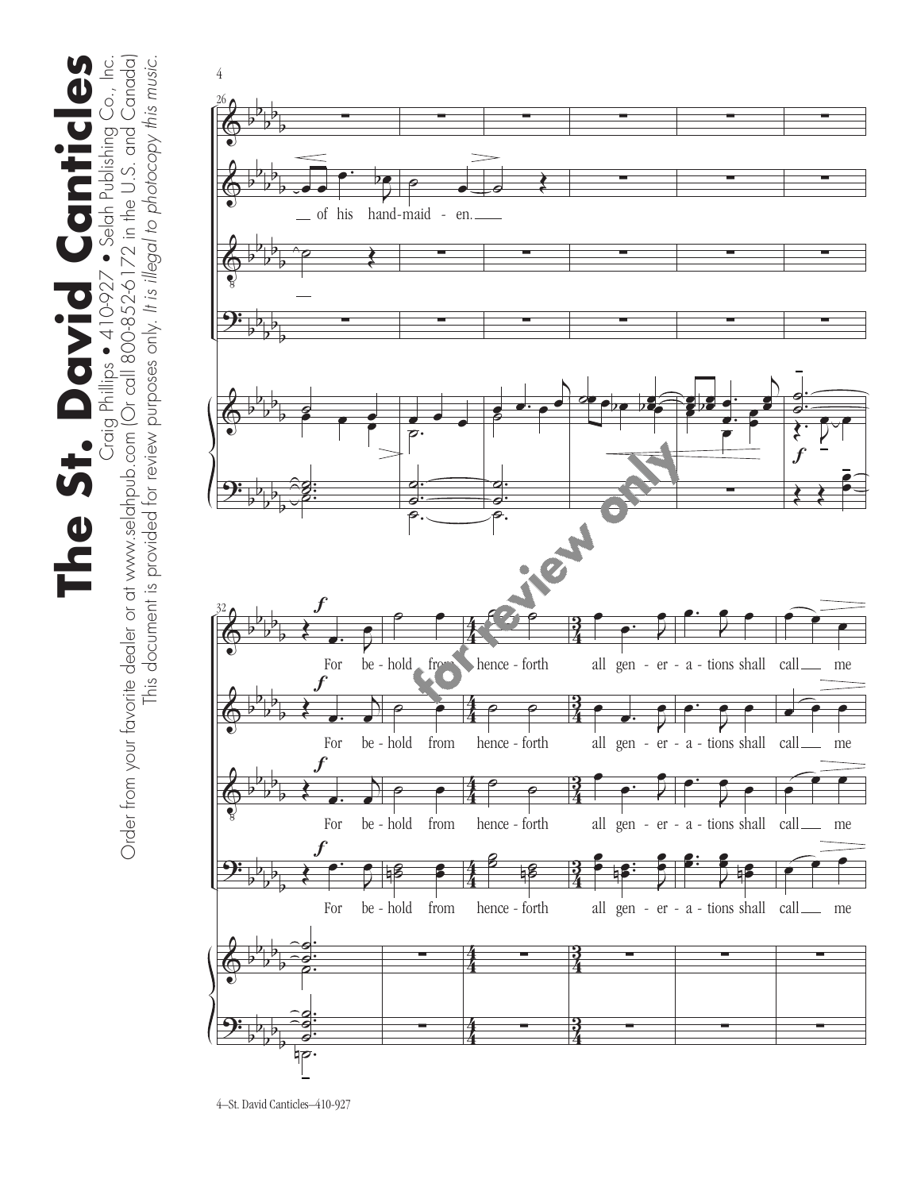**The St. David Canticles**

Craig Phillips • 410-927 • Selah Publishing Co., Inc.

Order from your favorite dealer or at www.selahpub.com (Or call 800-852-6172 in the U.S. and Canada)

This document is provided for review purposes only. *It is illegal to photocopy this music.*

of his hand-maid - en.

For be - hold from hence - forth all gen - er - a - tions shall call me

for review only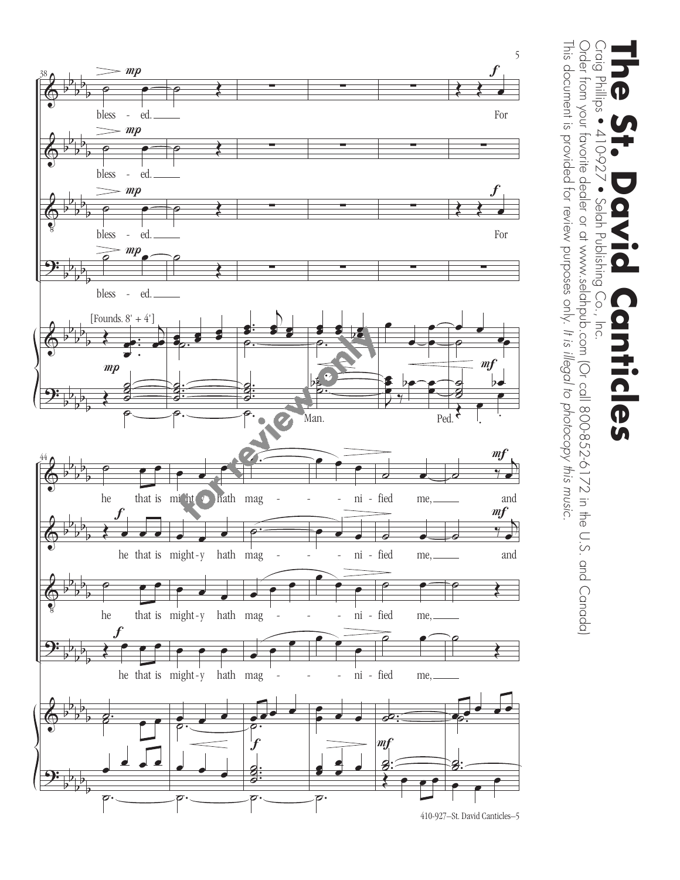# The St. David Canticles

Craig Phillips • 410-927 • Selah Publishing Co., Inc.

Order from your favorite dealer or at www.selahpub.com (Or call 800-852-6172 in the U.S. and Canada)

This document is provided for review purposes only. *It is illegal to photocopy this music.*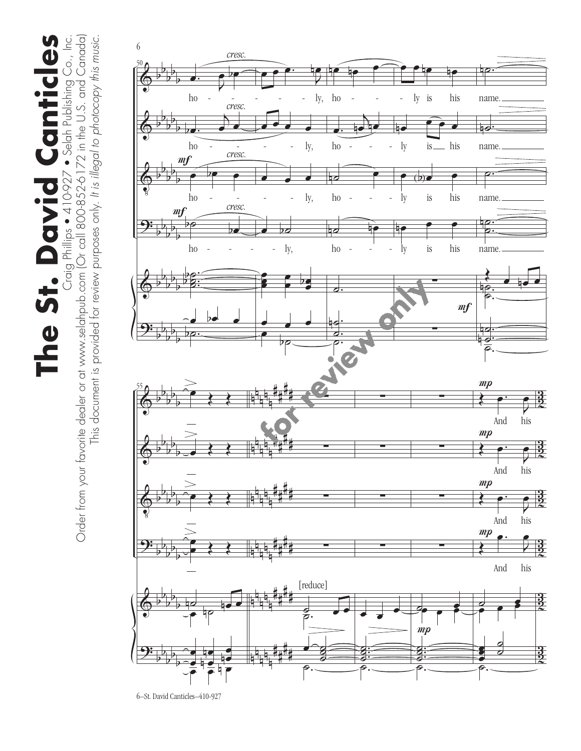# The St. David Canticles

Craig Phillips • 410-927 • Selah Publishing Co., Inc.

Order from your favorite dealer or at www.selahpub.com (Or call 800-852-6172 in the U.S. and Canada)

This document is provided for review purposes only. *It is illegal to photocopy this music.*

*cresc.*

ho - - - - - - ly, ho - - - - ly is his name.

ho - - - - - ly, ho - - - - ly is his name.

*mf* ho - - - - - ly, ho - - - - ly is his name.

*mf* ho - - - - - ly, ho - - - - ly is his name.

*mf*

*mp*

And his

[reduce]

*mp*

**for review only**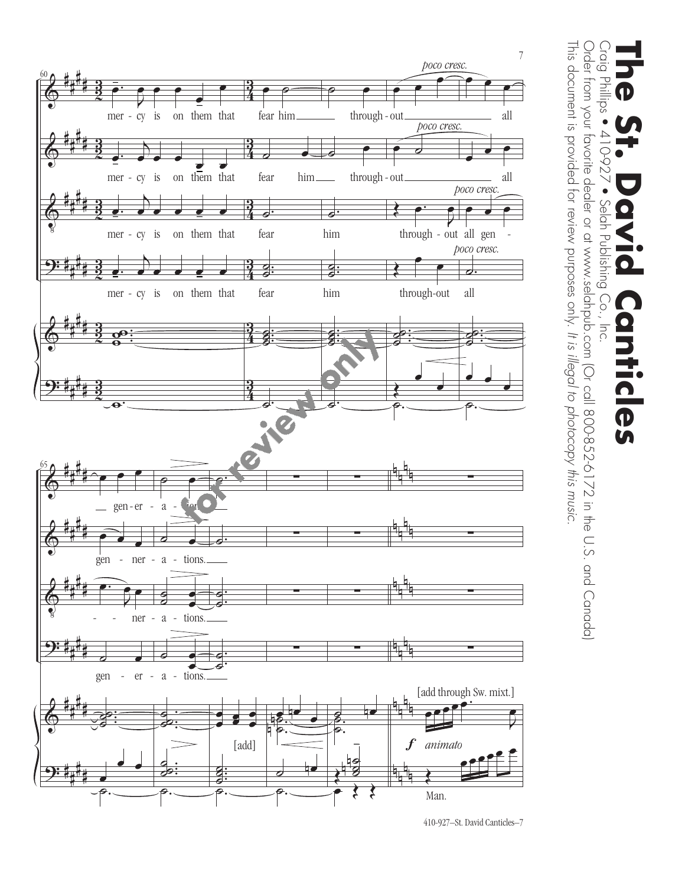# The St. David Canticles

Craig Phillips • 410-927 • Selah Publishing Co., Inc.

Order from your favorite dealer or at www.selahpub.com (Or call 800-852-6172 in the U.S. and Canada)

This document is provided for review purposes only. *It is illegal to photocopy this music.*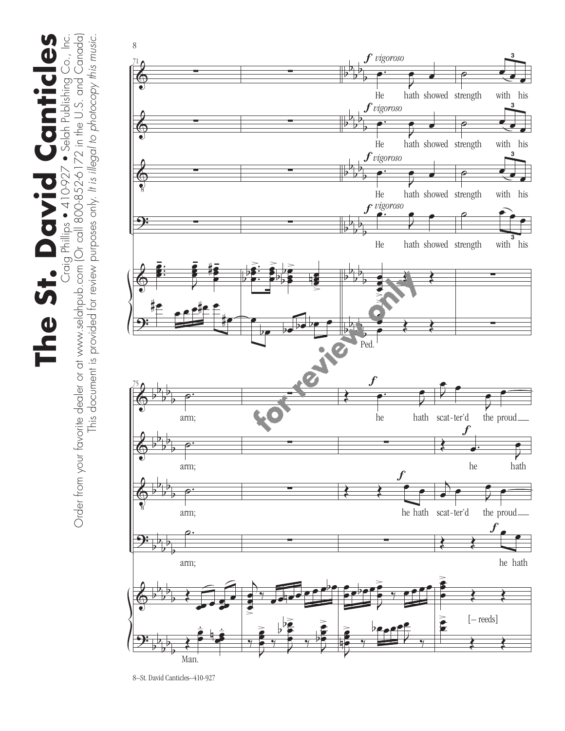He hath showed strength with his arm; he hath scat-ter'd the proud

*f vigoroso*

Ped.

Man.

[– reeds]

This document is provided for review purposes only. *It is illegal to photocopy this music.*

Order from your favorite dealer or at www.selahpub.com (Or call 800-852-6172 in the U.S. and Canada)

# The St. David Canticles

Craig Phillips • 410-927 • Selah Publishing Co., Inc.

for review only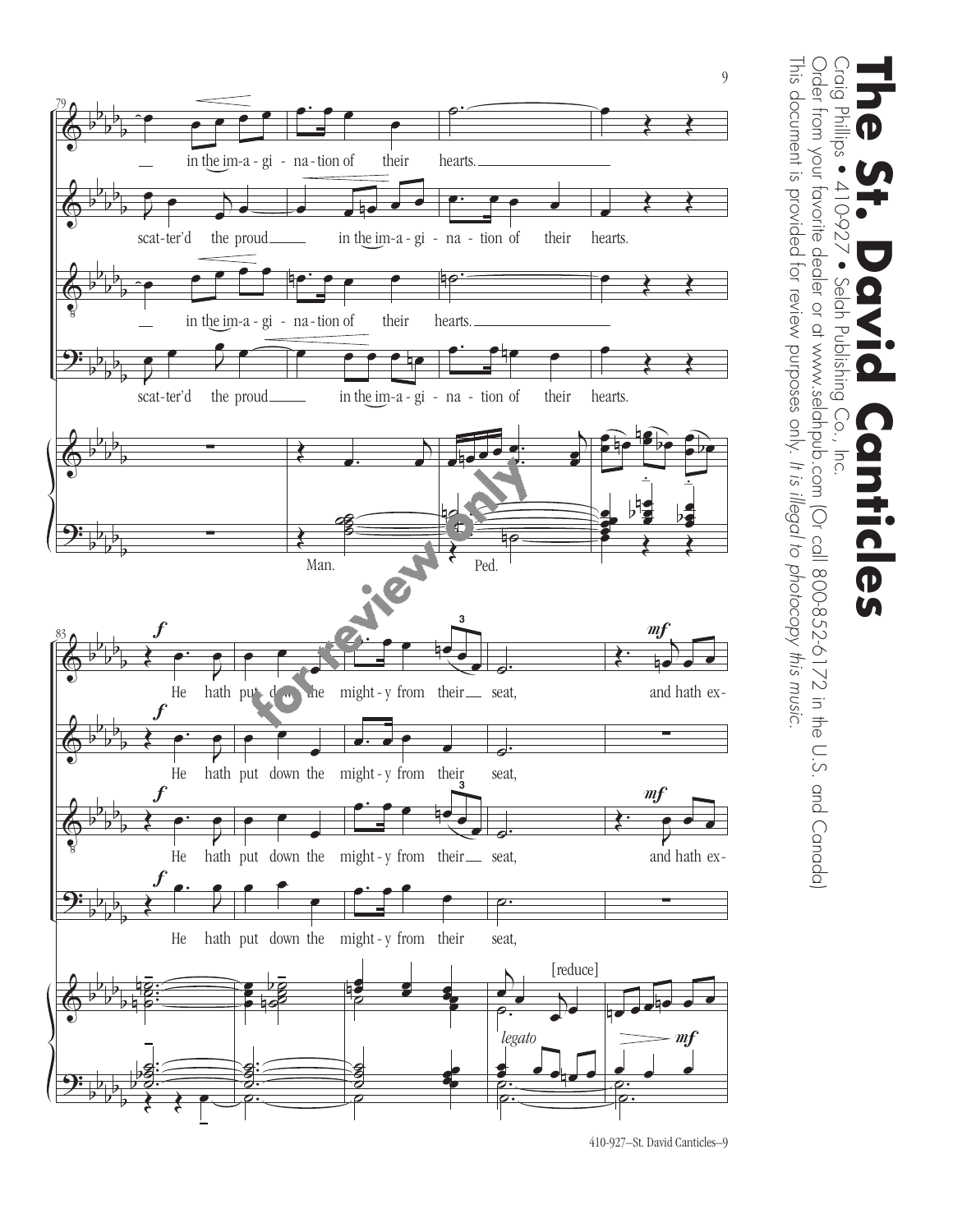# The St. David Canticles

Craig Phillips • 410-927 • Selah Publishing Co., Inc.

Order from your favorite dealer or at www.selahpub.com (Or call 800-852-6172 in the U.S. and Canada)

This document is provided for review purposes only. *It is illegal to photocopy this music.*

79

in the im-a-gi-na-tion of their hearts.

scat-ter'd the proud in the im-a-gi-na-tion of their hearts.

in the im-a-gi-na-tion of their hearts.

scat-ter'd the proud in the im-a-gi-na-tion of their hearts.

Man.

Ped.

83

*f*

He hath put down the might-y from their seat,

*mf*

and hath ex-

*f*

He hath put down the might-y from their seat,

*f*

He hath put down the might-y from their seat,

*mf*

and hath ex-

*f*

He hath put down the might-y from their seat,

[reduce]

*legato*

*mf*

for review only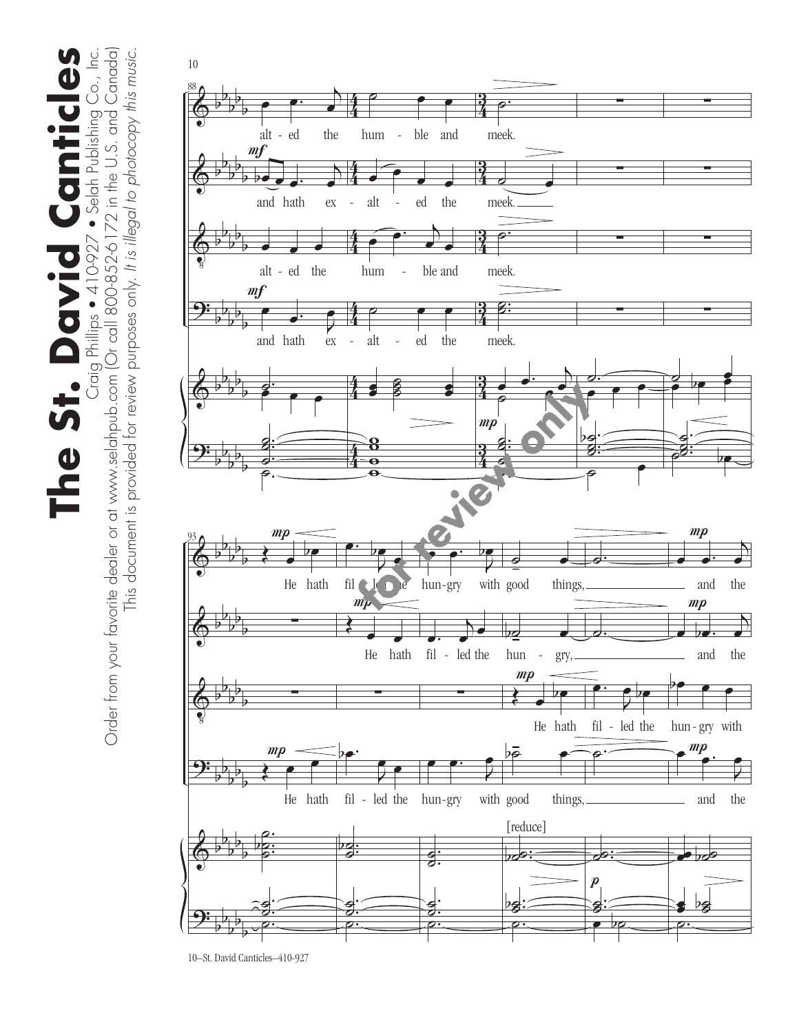alt - ed the hum - ble and meek.

and hath ex - alt - ed the meek.

alt - ed the hum - ble and meek.

and hath ex - alt - ed the meek.

He hath fil - led the hun - gry with good things, and the

He hath fil - led the hun - gry, and the

He hath fil - led the hun - gry with

He hath fil - led the hun - gry with good things, and the

[reduce]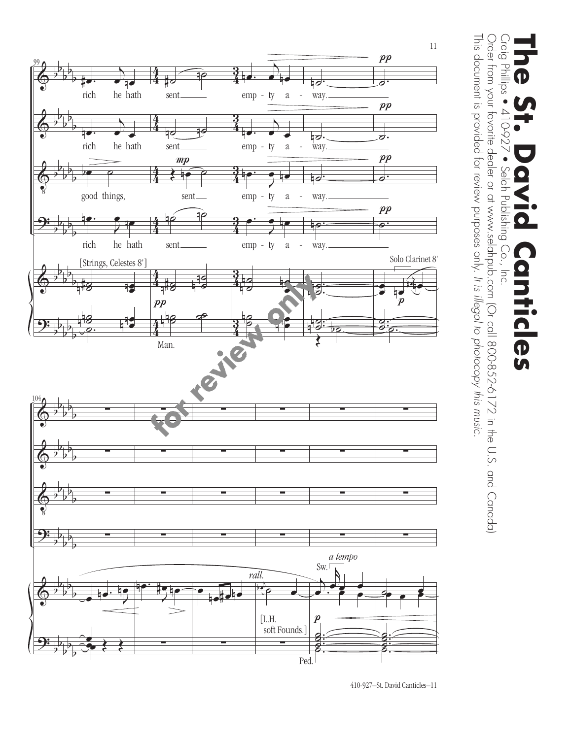# The St. David Canticles

Craig Phillips • 410-927 • Selah Publishing Co., Inc.

Order from your favorite dealer or at www.selahpub.com (Or call 800-852-6172 in the U.S. and Canada)

This document is provided for review purposes only. *It is illegal to photocopy this music.*

rich he hath sent empty away.

rich he hath sent empty away.

good things, sent empty away.

rich he hath sent empty away.

[Strings, Celestes 8']

Man.

Solo Clarinet 8'

*rall.*

*a tempo*

Sw.

[L.H. soft Founds.]

Ped.

for review only

410-927—St. David Canticles—11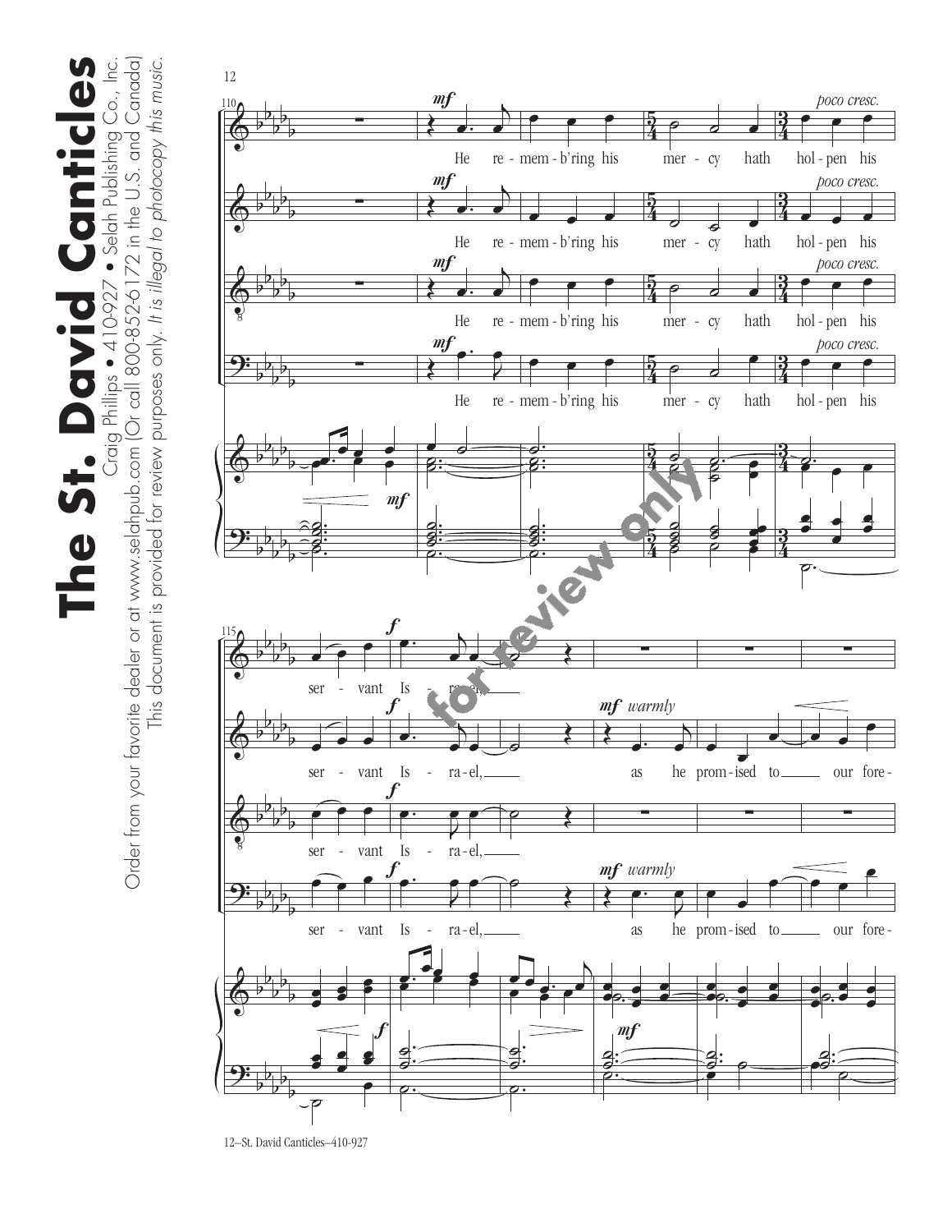He re-mem-b'ring his mer-cy hath hol-pen his ser-vant Is-ra-el,

as he prom-ised to our fore-

*mf* *poco cresc.* *f* *mf warmly*

for review only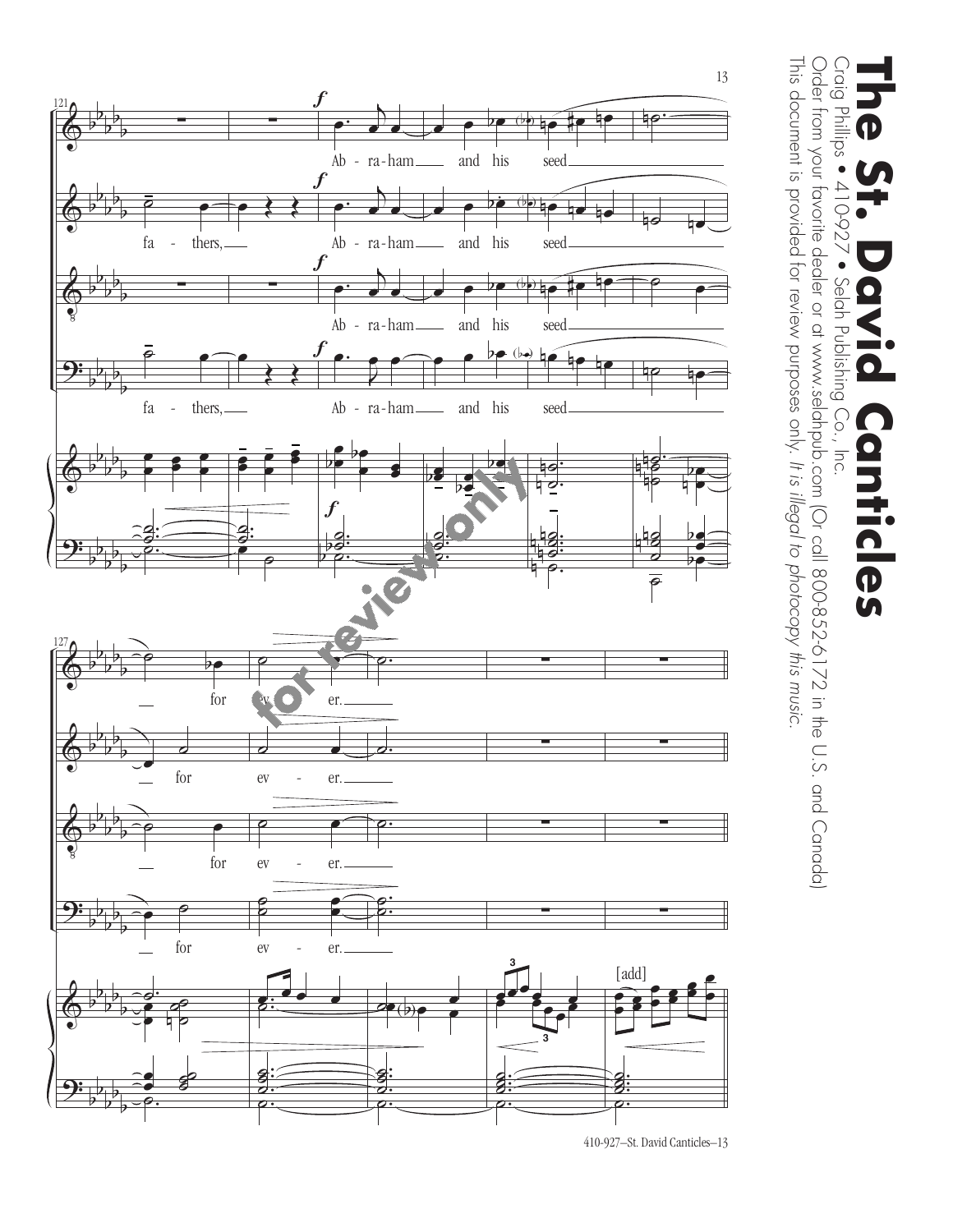# The St. David Canticles

Craig Phillips • 410-927 • Selah Publishing Co., Inc.

Order from your favorite dealer or at www.selahpub.com (Or call 800-852-6172 in the U.S. and Canada)

This document is provided for review purposes only. *It is illegal to photocopy this music.*

121

fa - thers, Ab - ra - ham and his seed

127

for ev - er.

[add]

for review only

410-927—St. David Canticles—13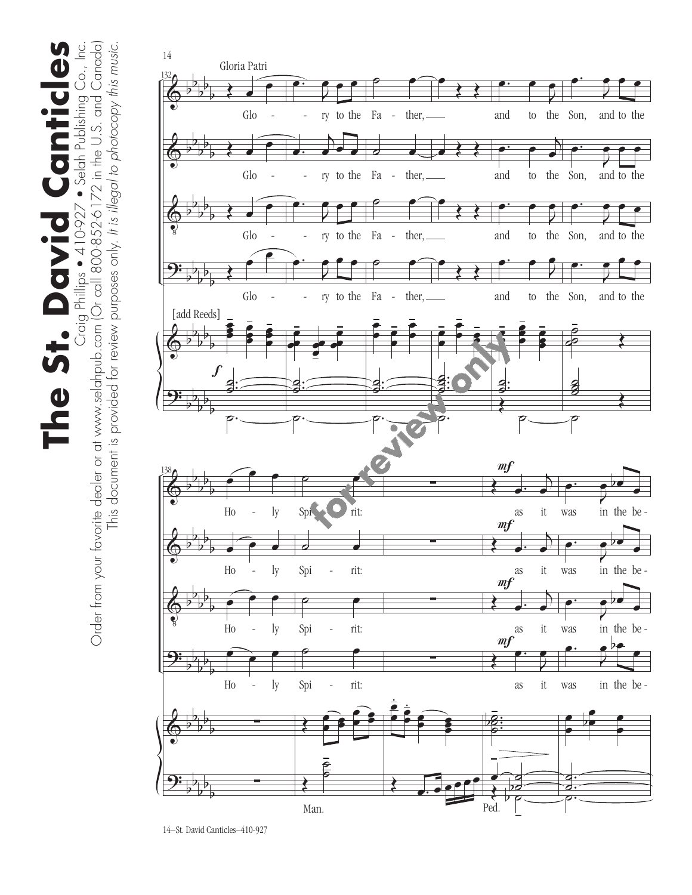Gloria Patri

Glo - ry to the Fa - ther, and to the Son, and to the

[add Reeds]

Ho - ly Spi - rit: as it was in the be -

Man.

Ped.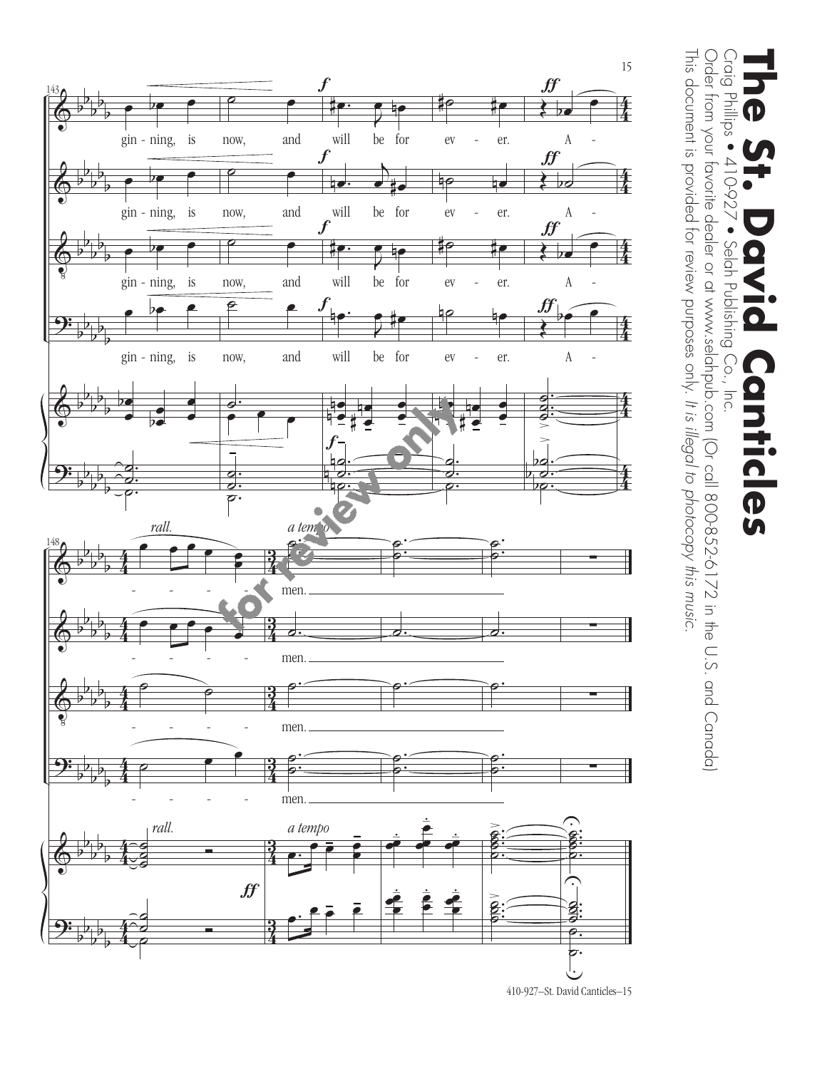# The St. David Canticles

Craig Phillips • 410-927 • Selah Publishing Co., Inc.

Order from your favorite dealer or at www.selahpub.com (Or call 800-852-6172 in the U.S. and Canada)

This document is provided for review purposes only. *It is illegal to photocopy this music.*

gin - ning, is now, and will be for ev - er. A - - - - - - men.

for review only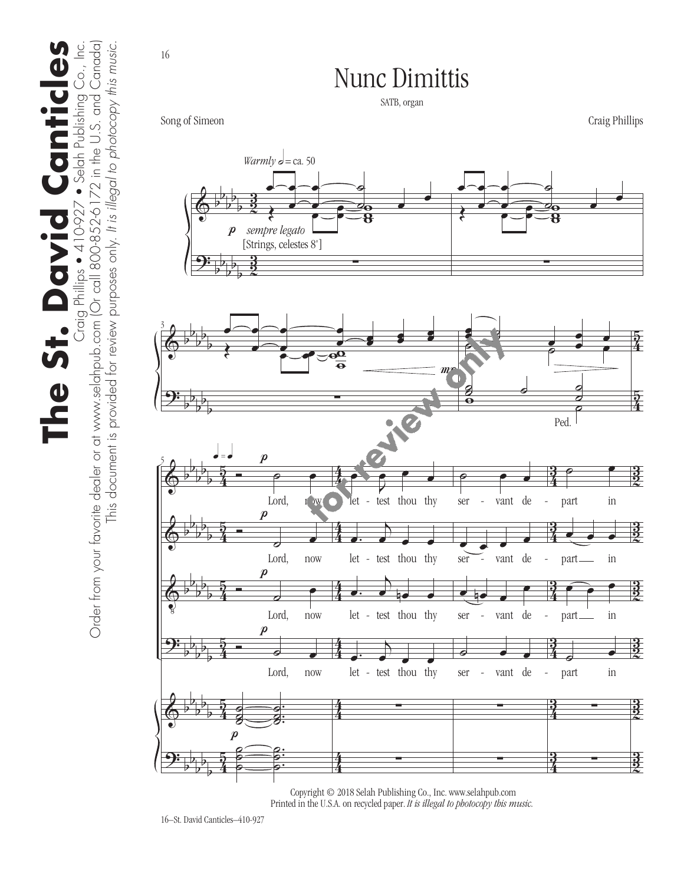# Nunc Dimittis

SATB, organ

Song of Simeon

Craig Phillips

*Warmly* 𝅗𝅥 = ca. 50

**p** *sempre legato*

[Strings, celestes 8']

**mp**

Ped.

Lord, now let - test thou thy ser - vant de - part in

Lord, now let - test thou thy ser - vant de - part in

Lord, now let - test thou thy ser - vant de - part in

Lord, now let - test thou thy ser - vant de - part in

Copyright © 2018 Selah Publishing Co., Inc. www.selahpub.com
Printed in the U.S.A. on recycled paper. *It is illegal to photocopy this music.*

16–St. David Canticles–410-927

**The St. David Canticles**
Craig Phillips • 410-927 • Selah Publishing Co., Inc.
Order from your favorite dealer or at www.selahpub.com (Or call 800-852-6172 in the U.S. and Canada)
This document is provided for review purposes only. *It is illegal to photocopy this music.*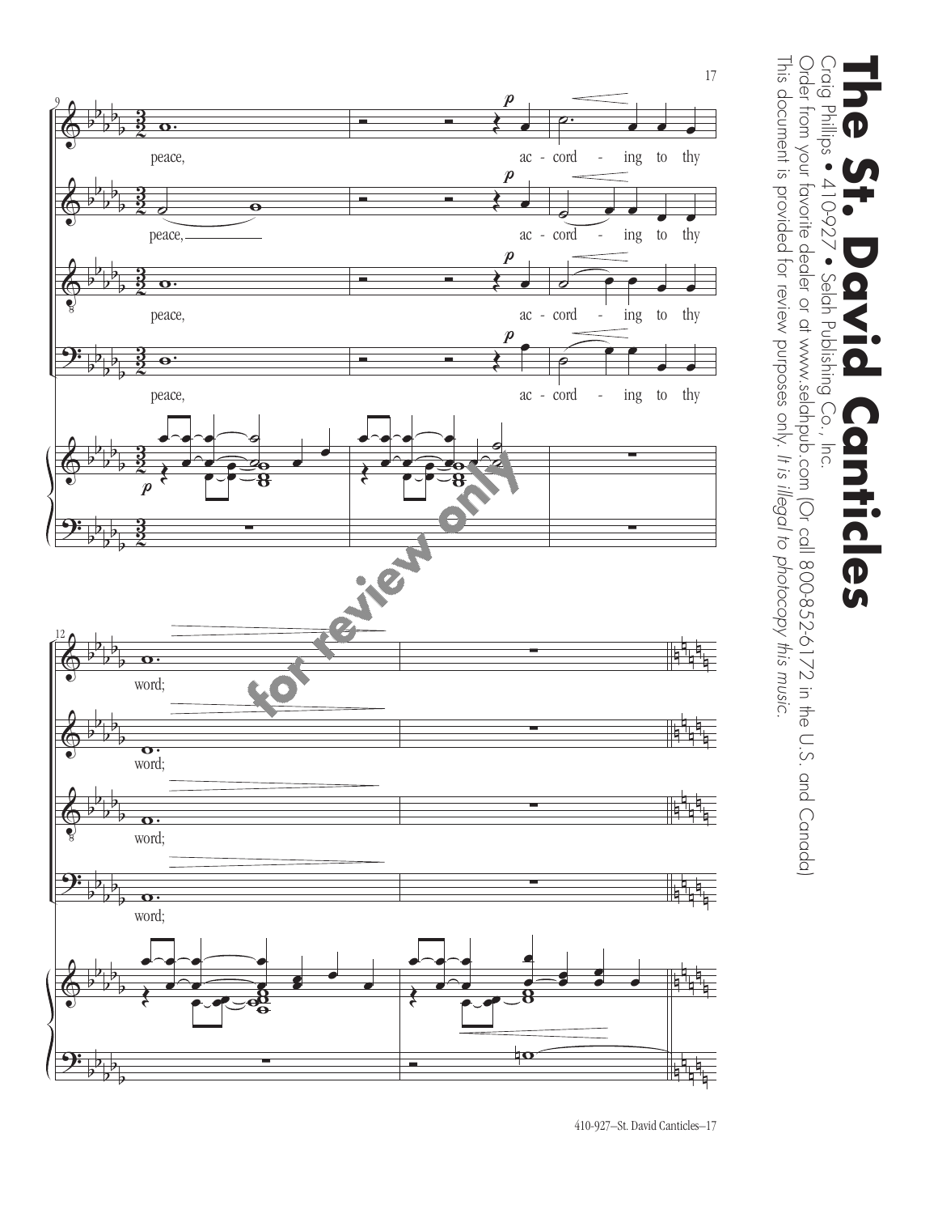**The St. David Canticles**

Craig Phillips • 410-927 • Selah Publishing Co., Inc.

Order from your favorite dealer or at www.selahpub.com (Or call 800-852-6172 in the U.S. and Canada)

This document is provided for review purposes only. *It is illegal to photocopy this music.*

peace, ac - cord - ing to thy

peace, ac - cord - ing to thy

peace, ac - cord - ing to thy

peace, ac - cord - ing to thy

word;

word;

word;

word;

for review only

410-927—St. David Canticles—17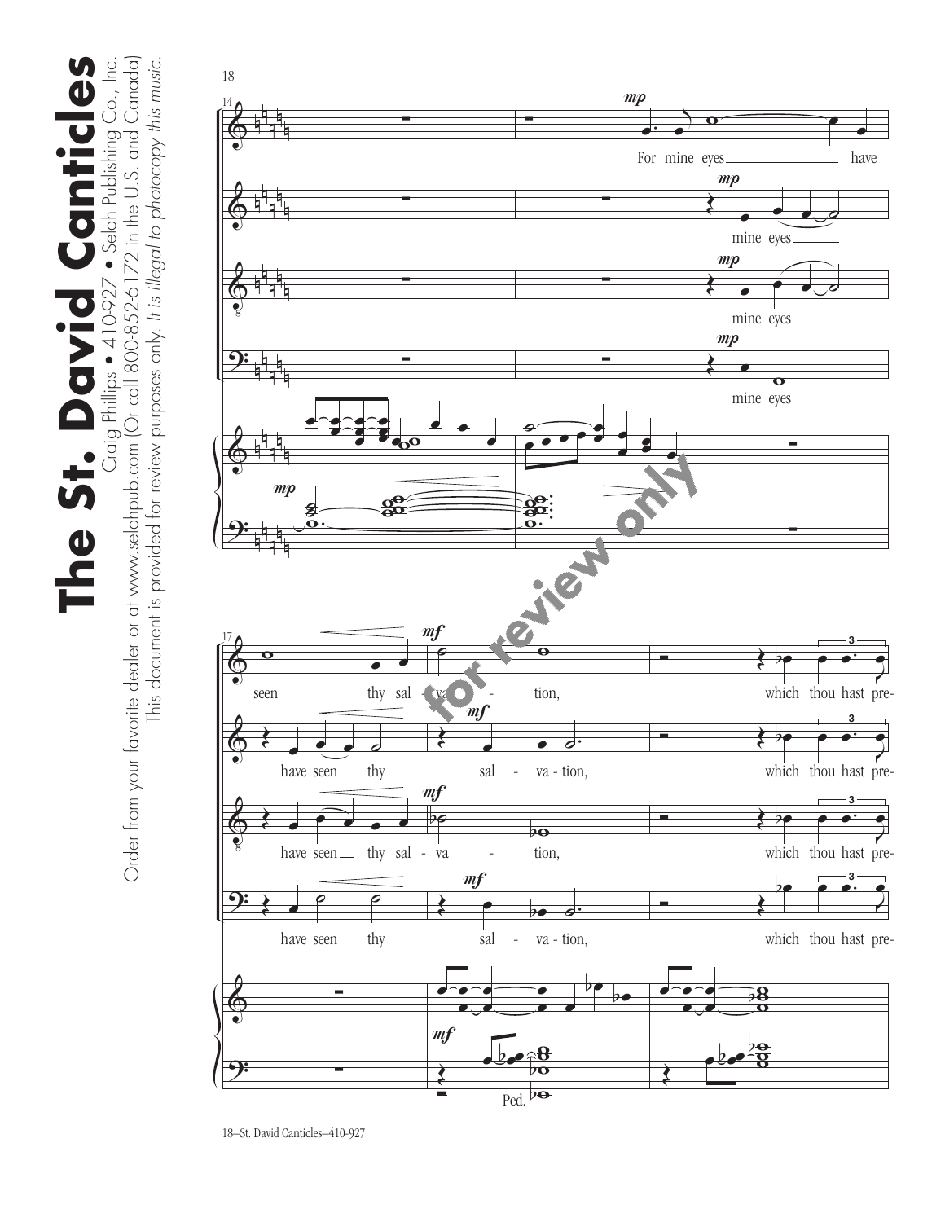# The St. David Canticles

Craig Phillips • 410-927 • Selah Publishing Co., Inc.

Order from your favorite dealer or at www.selahpub.com (Or call 800-852-6172 in the U.S. and Canada)

This document is provided for review purposes only. *It is illegal to photocopy this music.*

for review only

For mine eyes have seen thy salvation, which thou hast pre-

mine eyes have seen thy salvation, which thou hast pre-

mine eyes have seen thy salvation, which thou hast pre-

mine eyes have seen thy salvation, which thou hast pre-

18–St. David Canticles–410-927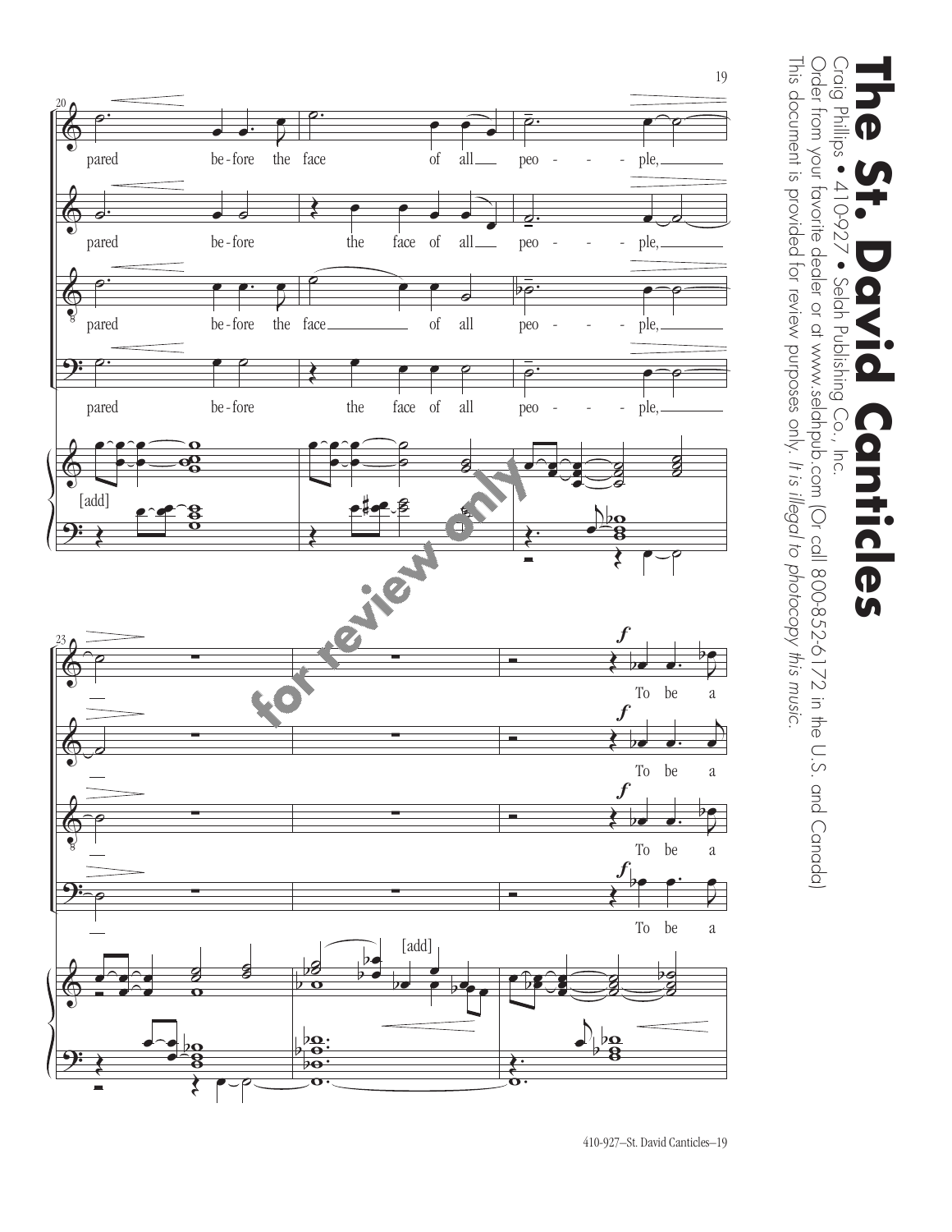pared before the face of all peo - - - ple,

[add]

To be a

[add]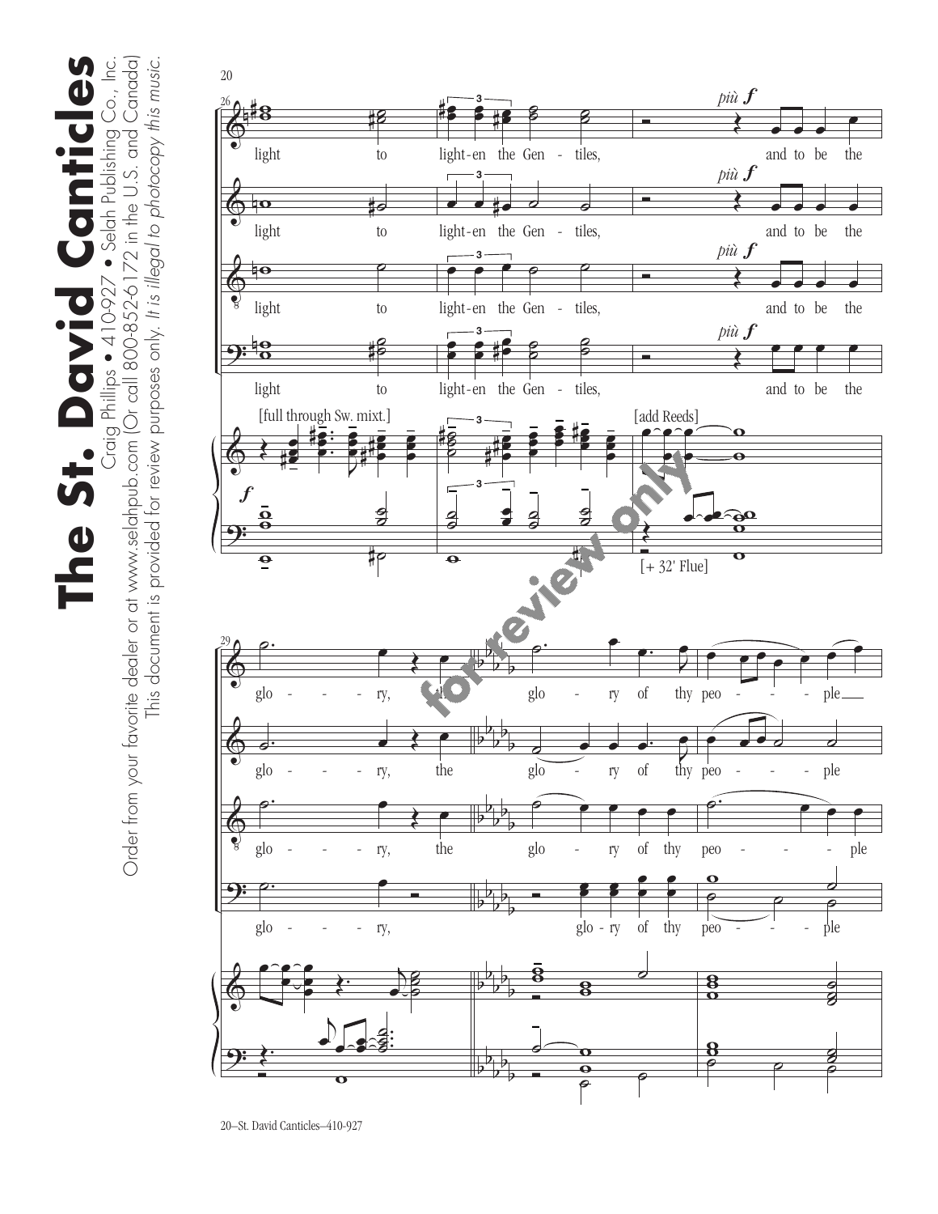# The St. David Canticles

Craig Phillips • 410-927 • Selah Publishing Co., Inc.

Order from your favorite dealer or at www.selahpub.com (Or call 800-852-6172 in the U.S. and Canada)

This document is provided for review purposes only. *It is illegal to photocopy this music.*

light to light-en the Gen - tiles, *più f* and to be the glo - ry, the glo - ry of thy peo - ple

[full through Sw. mixt.]

[add Reeds]

[+ 32' Flue]

for review only

20–St. David Canticles–410-927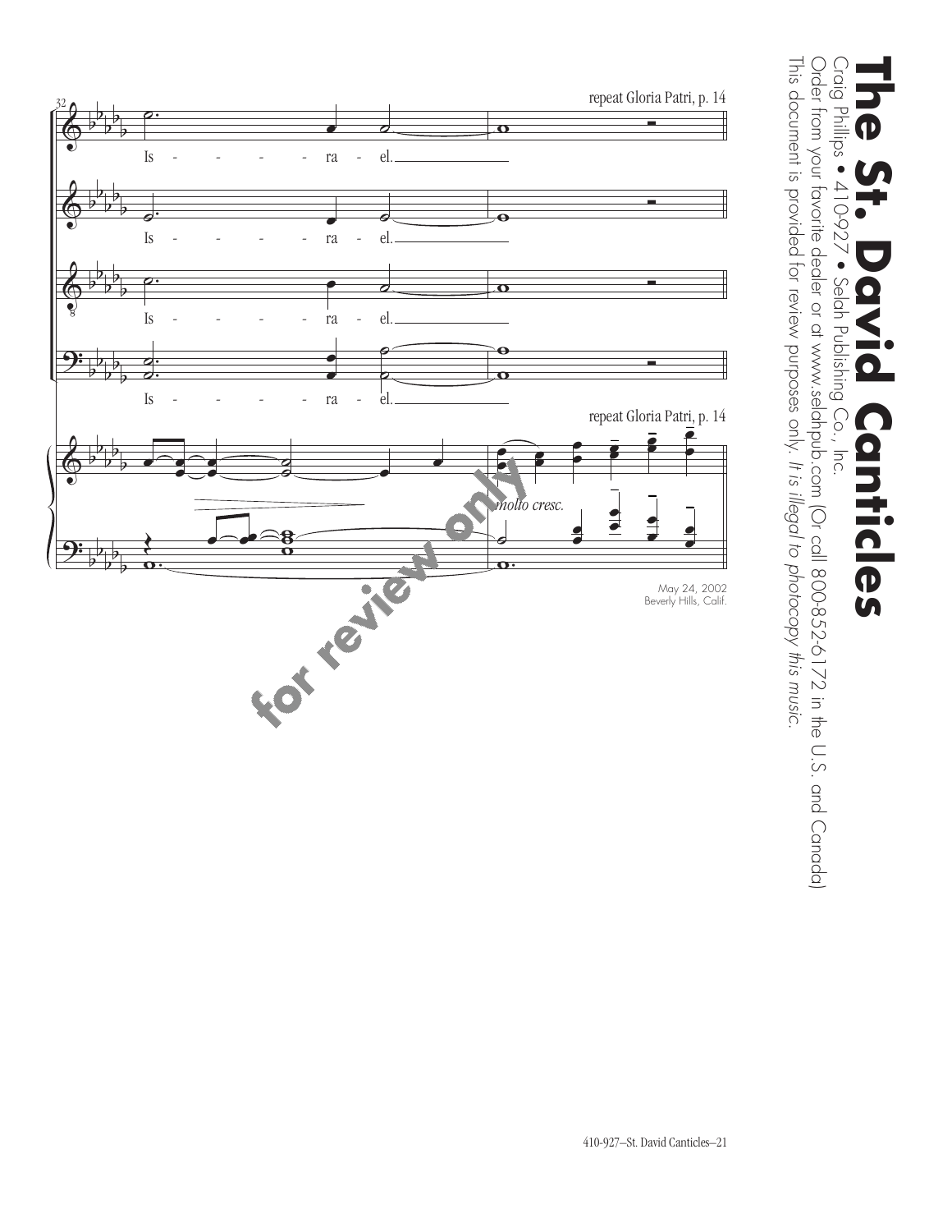repeat Gloria Patri, p. 14

Is - - - - - ra - el.

Is - - - - - ra - el.

Is - - - - - ra - el.

Is - - - - - ra - el.

repeat Gloria Patri, p. 14

*molto cresc.*

May 24, 2002
Beverly Hills, Calif.

for review only

# The St. David Canticles

Craig Phillips • 410-927 • Selah Publishing Co., Inc.

Order from your favorite dealer or at www.selahpub.com (Or call 800-852-6172 in the U.S. and Canada)

This document is provided for review purposes only. *It is illegal to photocopy this music.*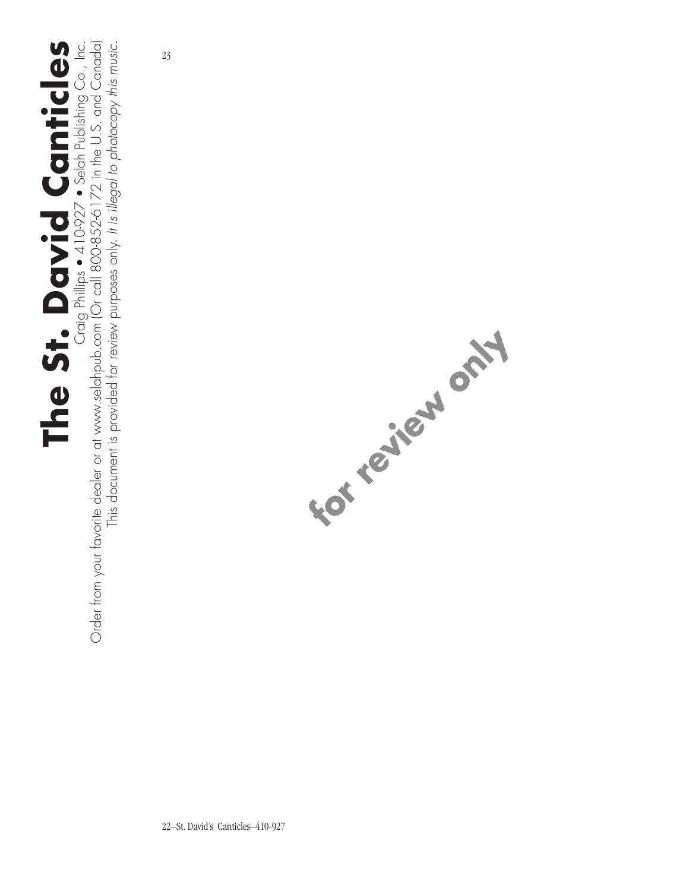# The St. David Canticles

Craig Phillips • 410-927 • Selah Publishing Co., Inc.

Order from your favorite dealer or at www.selahpub.com (Or call 800-852-6172 in the U.S. and Canada)

This document is provided for review purposes only. *It is illegal to photocopy this music.*

for review only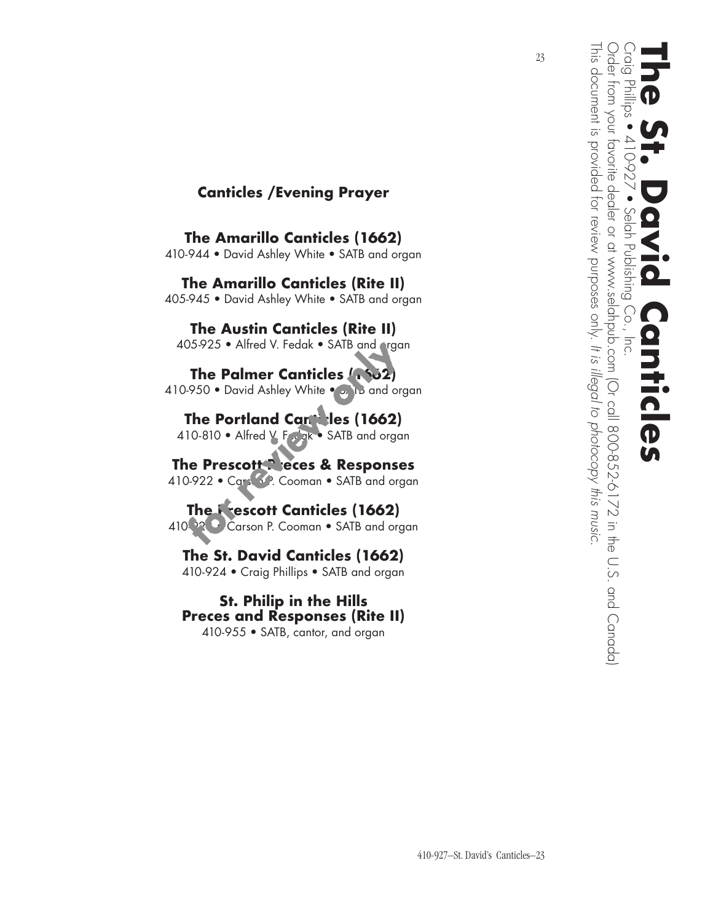## Canticles /Evening Prayer

**The Amarillo Canticles (1662)**
410-944 • David Ashley White • SATB and organ

**The Amarillo Canticles (Rite II)**
405-945 • David Ashley White • SATB and organ

**The Austin Canticles (Rite II)**
405-925 • Alfred V. Fedak • SATB and organ

**The Palmer Canticles (1662)**
410-950 • David Ashley White • SATB and organ

**The Portland Canticles (1662)**
410-810 • Alfred V. Fedak • SATB and organ

**The Prescott Preces & Responses**
410-922 • Carson P. Cooman • SATB and organ

**The Prescott Canticles (1662)**
410-92? • Carson P. Cooman • SATB and organ

**The St. David Canticles (1662)**
410-924 • Craig Phillips • SATB and organ

**St. Philip in the Hills
Preces and Responses (Rite II)**
410-955 • SATB, cantor, and organ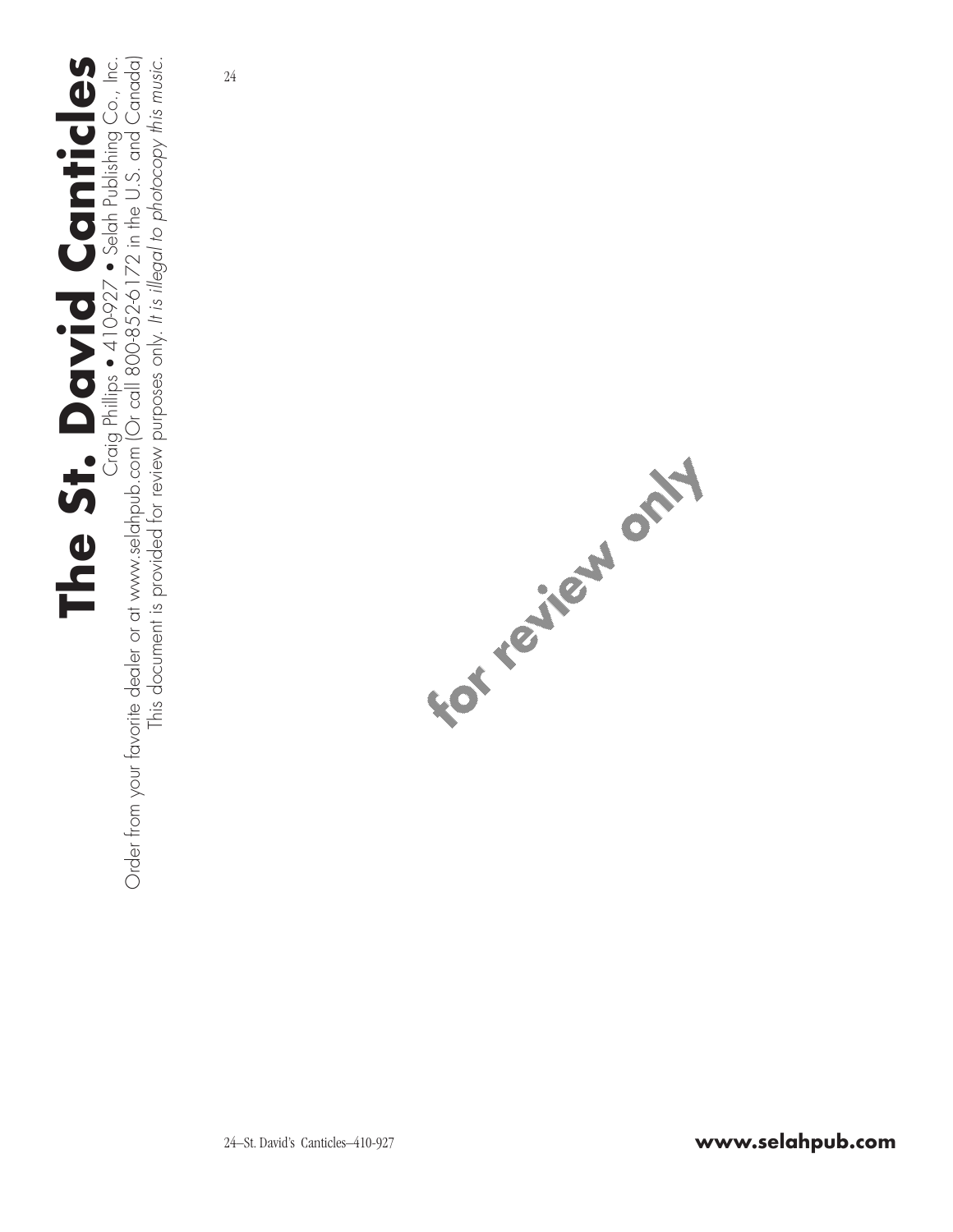# The St. David Canticles

Craig Phillips • 410-927 • Selah Publishing Co., Inc.

Order from your favorite dealer or at www.selahpub.com (Or call 800-852-6172 in the U.S. and Canada)

This document is provided for review purposes only. *It is illegal to photocopy this music.*

for review only